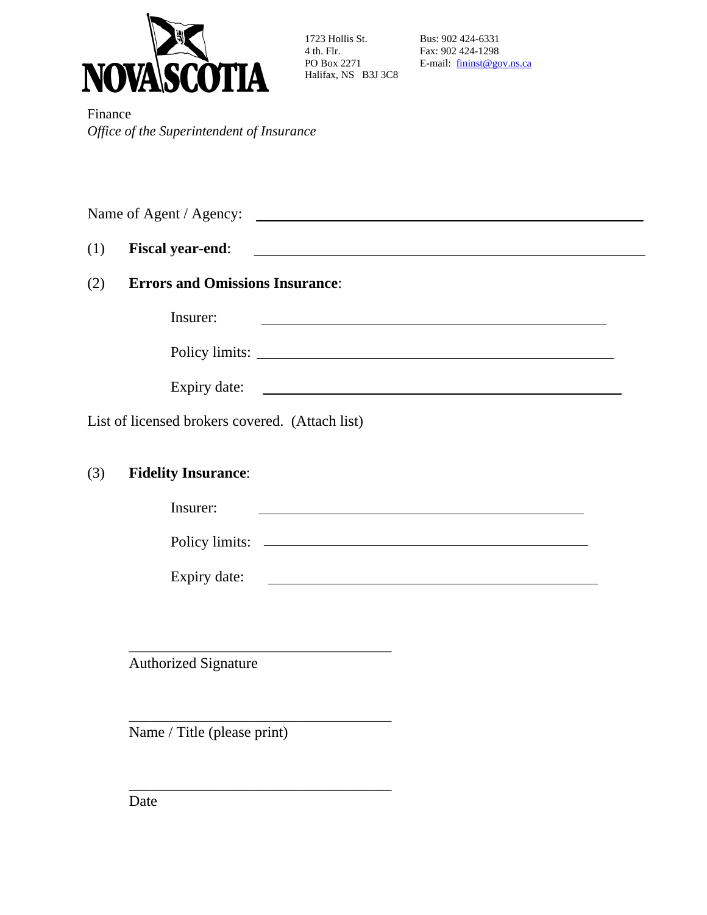NOVA SCOTIA

1723 Hollis St.
4 th. Flr.
PO Box 2271
Halifax, NS B3J 3C8

Bus: 902 424-6331
Fax: 902 424-1298
E-mail: fininst@gov.ns.ca

Finance
*Office of the Superintendent of Insurance*

Name of Agent / Agency: ______________________________

(1) **Fiscal year-end**: ______________________________

(2) **Errors and Omissions Insurance**:

Insurer: ______________________________

Policy limits: ______________________________

Expiry date: ______________________________

List of licensed brokers covered. (Attach list)

(3) **Fidelity Insurance**:

Insurer: ______________________________

Policy limits: ______________________________

Expiry date: ______________________________

______________________________
Authorized Signature

______________________________
Name / Title (please print)

______________________________
Date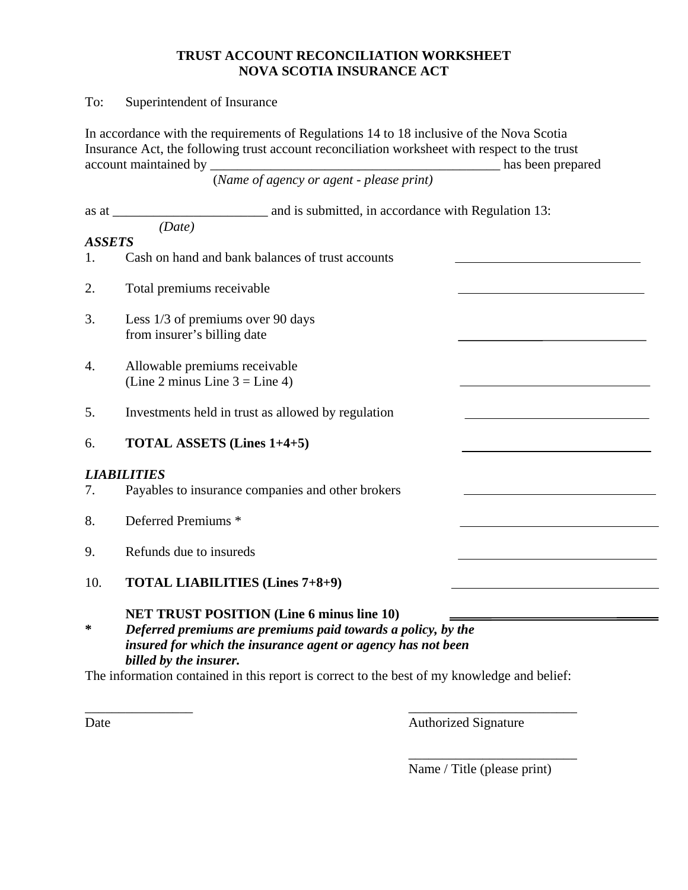**TRUST ACCOUNT RECONCILIATION WORKSHEET**
**NOVA SCOTIA INSURANCE ACT**

To: Superintendent of Insurance

In accordance with the requirements of Regulations 14 to 18 inclusive of the Nova Scotia Insurance Act, the following trust account reconciliation worksheet with respect to the trust account maintained by ___________________________________________ has been prepared
(*Name of agency or agent - please print)*

as at _______________________ and is submitted, in accordance with Regulation 13:
*(Date)*

***ASSETS***

| | | |
|---|---|---|
| 1. | Cash on hand and bank balances of trust accounts | ____________________________ |
| 2. | Total premiums receivable | ____________________________ |
| 3. | Less 1/3 of premiums over 90 days from insurer's billing date | ____________________________ |
| 4. | Allowable premiums receivable (Line 2 minus Line 3 = Line 4) | ____________________________ |
| 5. | Investments held in trust as allowed by regulation | ____________________________ |
| 6. | **TOTAL ASSETS (Lines 1+4+5)** | ____________________________ |

***LIABILITIES***

| | | |
|---|---|---|
| 7. | Payables to insurance companies and other brokers | ____________________________ |
| 8. | Deferred Premiums * | ____________________________ |
| 9. | Refunds due to insureds | ____________________________ |
| 10. | **TOTAL LIABILITIES (Lines 7+8+9)** | ____________________________ |
| | **NET TRUST POSITION (Line 6 minus line 10)** | ____________________________ |

\* ***Deferred premiums are premiums paid towards a policy, by the insured for which the insurance agent or agency has not been billed by the insurer.***

The information contained in this report is correct to the best of my knowledge and belief:

________________ &nbsp;&nbsp;&nbsp;&nbsp;&nbsp;&nbsp;&nbsp;&nbsp;&nbsp;&nbsp;&nbsp;&nbsp;&nbsp;&nbsp;&nbsp;&nbsp;&nbsp;&nbsp;&nbsp;&nbsp;&nbsp;&nbsp;&nbsp;&nbsp;&nbsp;&nbsp; _________________________
Date &nbsp;&nbsp;&nbsp;&nbsp;&nbsp;&nbsp;&nbsp;&nbsp;&nbsp;&nbsp;&nbsp;&nbsp;&nbsp;&nbsp;&nbsp;&nbsp;&nbsp;&nbsp;&nbsp;&nbsp;&nbsp;&nbsp;&nbsp;&nbsp;&nbsp;&nbsp;&nbsp;&nbsp;&nbsp;&nbsp;&nbsp;&nbsp;&nbsp;&nbsp;&nbsp;&nbsp;&nbsp;&nbsp;&nbsp;&nbsp;&nbsp;&nbsp;&nbsp;&nbsp;&nbsp;&nbsp;&nbsp; Authorized Signature

_________________________
Name / Title (please print)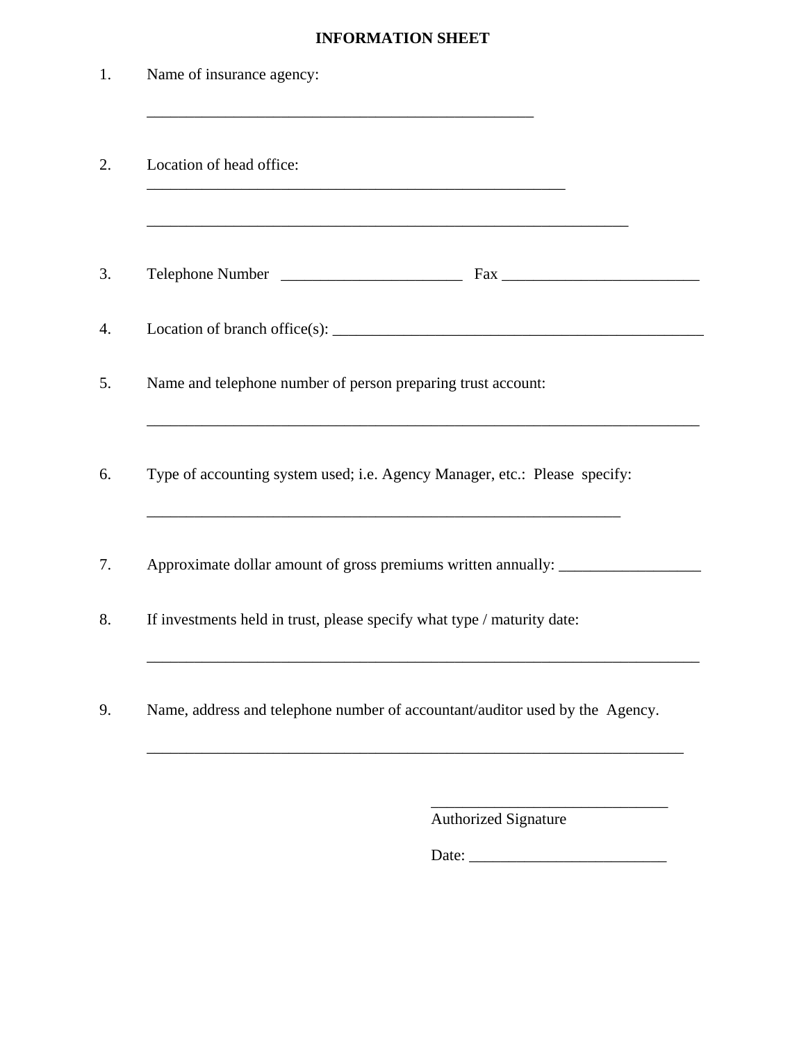**INFORMATION SHEET**

1. Name of insurance agency:

   ______________________________________________

2. Location of head office:
   ______________________________________________

   ______________________________________________________

3. Telephone Number _______________________ Fax _________________________

4. Location of branch office(s): _____________________________________________

5. Name and telephone number of person preparing trust account:

   ________________________________________________________________

6. Type of accounting system used; i.e. Agency Manager, etc.: Please specify:

   ______________________________________________________

7. Approximate dollar amount of gross premiums written annually: __________________

8. If investments held in trust, please specify what type / maturity date:

   ________________________________________________________________

9. Name, address and telephone number of accountant/auditor used by the Agency.

   ______________________________________________________________

______________________________
Authorized Signature

Date: _________________________